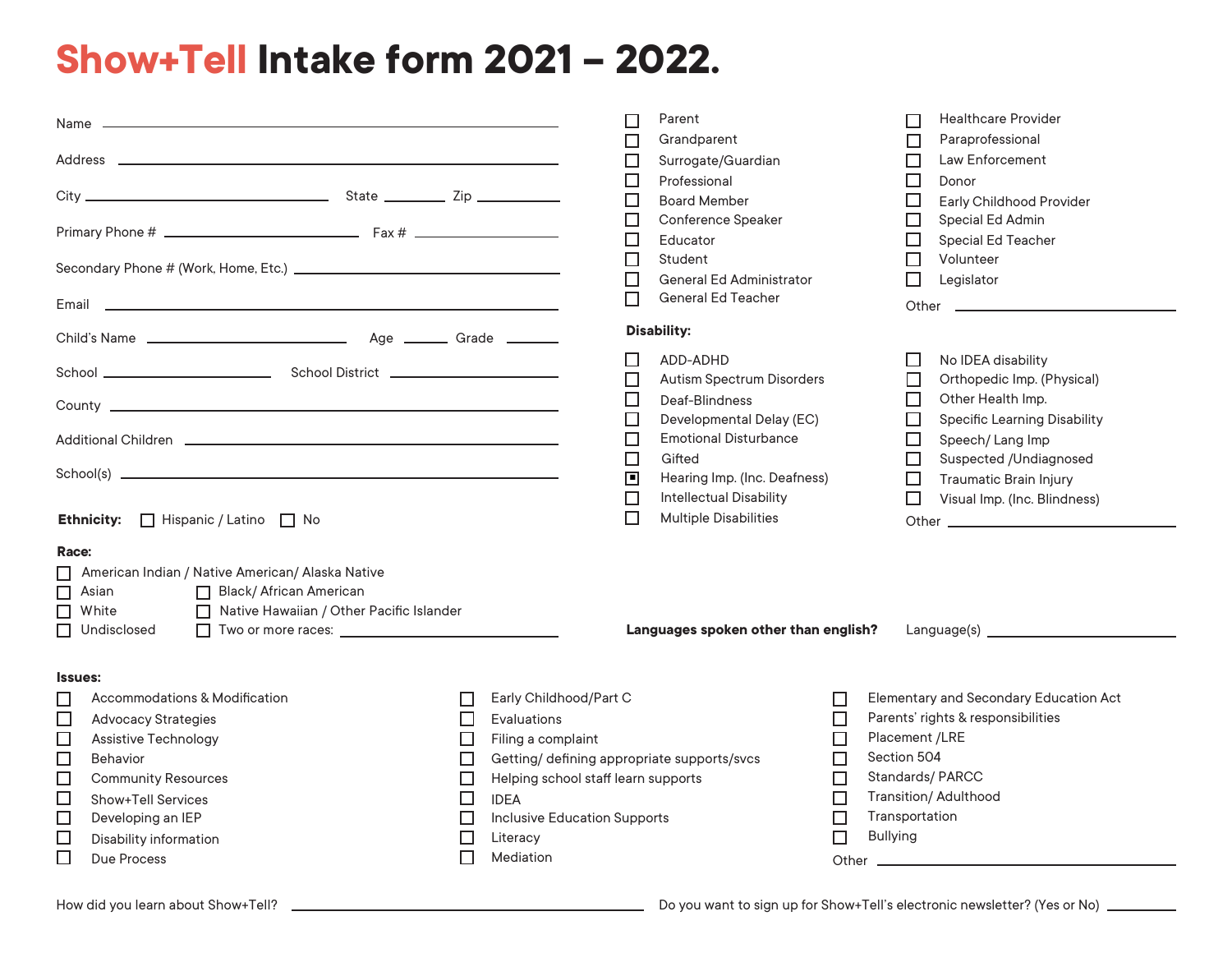# Show+Tell Intake form 2021 – 2022.

Name ______________________________

Address ______________________________

City ______________ State ________ Zip ________

Primary Phone # ______________ Fax # ______________

Secondary Phone # (Work, Home, Etc.) ______________________________

Email ______________________________

Child's Name ______________ Age ______ Grade ______

School ______________ School District ______________

County ______________________________

Additional Children ______________________________

School(s) ______________________________

**Ethnicity:** ☐ Hispanic / Latino ☐ No

**Race:**

- ☐ American Indian / Native American/ Alaska Native
- ☐ Asian
- ☐ Black/ African American
- ☐ White
- ☐ Native Hawaiian / Other Pacific Islander
- ☐ Undisclosed
- ☐ Two or more races: ______________

- ☐ Parent
- ☐ Grandparent
- ☐ Surrogate/Guardian
- ☐ Professional
- ☐ Board Member
- ☐ Conference Speaker
- ☐ Educator
- ☐ Student
- ☐ General Ed Administrator
- ☐ General Ed Teacher
- ☐ Healthcare Provider
- ☐ Paraprofessional
- ☐ Law Enforcement
- ☐ Donor
- ☐ Early Childhood Provider
- ☐ Special Ed Admin
- ☐ Special Ed Teacher
- ☐ Volunteer
- ☐ Legislator

Other ______________

**Disability:**

- ☐ ADD-ADHD
- ☐ Autism Spectrum Disorders
- ☐ Deaf-Blindness
- ☐ Developmental Delay (EC)
- ☐ Emotional Disturbance
- ☐ Gifted
- ☒ Hearing Imp. (Inc. Deafness)
- ☐ Intellectual Disability
- ☐ Multiple Disabilities
- ☐ No IDEA disability
- ☐ Orthopedic Imp. (Physical)
- ☐ Other Health Imp.
- ☐ Specific Learning Disability
- ☐ Speech/ Lang Imp
- ☐ Suspected /Undiagnosed
- ☐ Traumatic Brain Injury
- ☐ Visual Imp. (Inc. Blindness)

Other ______________

**Languages spoken other than english?** Language(s) ______________

**Issues:**

- ☐ Accommodations & Modification
- ☐ Advocacy Strategies
- ☐ Assistive Technology
- ☐ Behavior
- ☐ Community Resources
- ☐ Show+Tell Services
- ☐ Developing an IEP
- ☐ Disability information
- ☐ Due Process
- ☐ Early Childhood/Part C
- ☐ Evaluations
- ☐ Filing a complaint
- ☐ Getting/ defining appropriate supports/svcs
- ☐ Helping school staff learn supports
- ☐ IDEA
- ☐ Inclusive Education Supports
- ☐ Literacy
- ☐ Mediation
- ☐ Elementary and Secondary Education Act
- ☐ Parents' rights & responsibilities
- ☐ Placement /LRE
- ☐ Section 504
- ☐ Standards/ PARCC
- ☐ Transition/ Adulthood
- ☐ Transportation
- ☐ Bullying

Other ______________

How did you learn about Show+Tell? ______________________________

Do you want to sign up for Show+Tell's electronic newsletter? (Yes or No) ________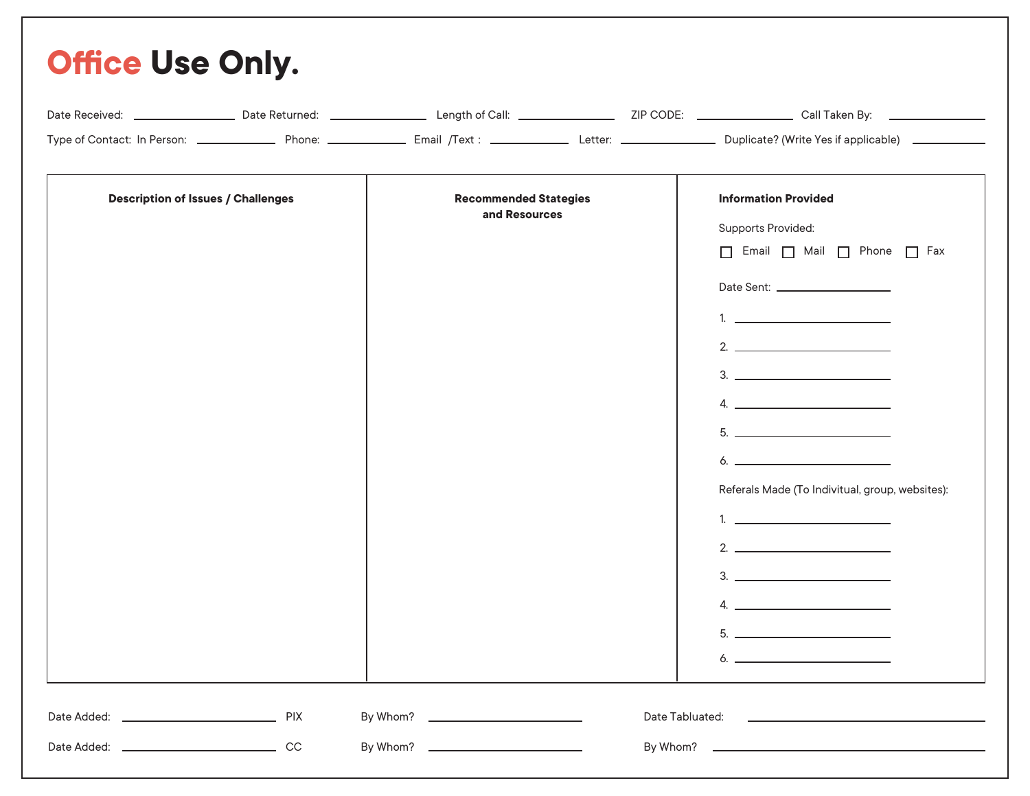# Office Use Only.

Date Received: ______________ Date Returned: ______________ Length of Call: ______________ ZIP CODE: ______________ Call Taken By: ______________

Type of Contact: In Person: ___________ Phone: ___________ Email /Text : ___________ Letter: ___________ Duplicate? (Write Yes if applicable) ___________

| Description of Issues / Challenges | Recommended Stategies and Resources | Information Provided |
|---|---|---|
| | | Supports Provided:<br>☐ Email ☐ Mail ☐ Phone ☐ Fax<br><br>Date Sent: ______________<br><br>1. ______________<br>2. ______________<br>3. ______________<br>4. ______________<br>5. ______________<br>6. ______________<br><br>Referals Made (To Indivitual, group, websites):<br><br>1. ______________<br>2. ______________<br>3. ______________<br>4. ______________<br>5. ______________<br>6. ______________ |

Date Added: ______________ PIX By Whom? ______________ Date Tabluated: ______________

Date Added: ______________ CC By Whom? ______________ By Whom? ______________